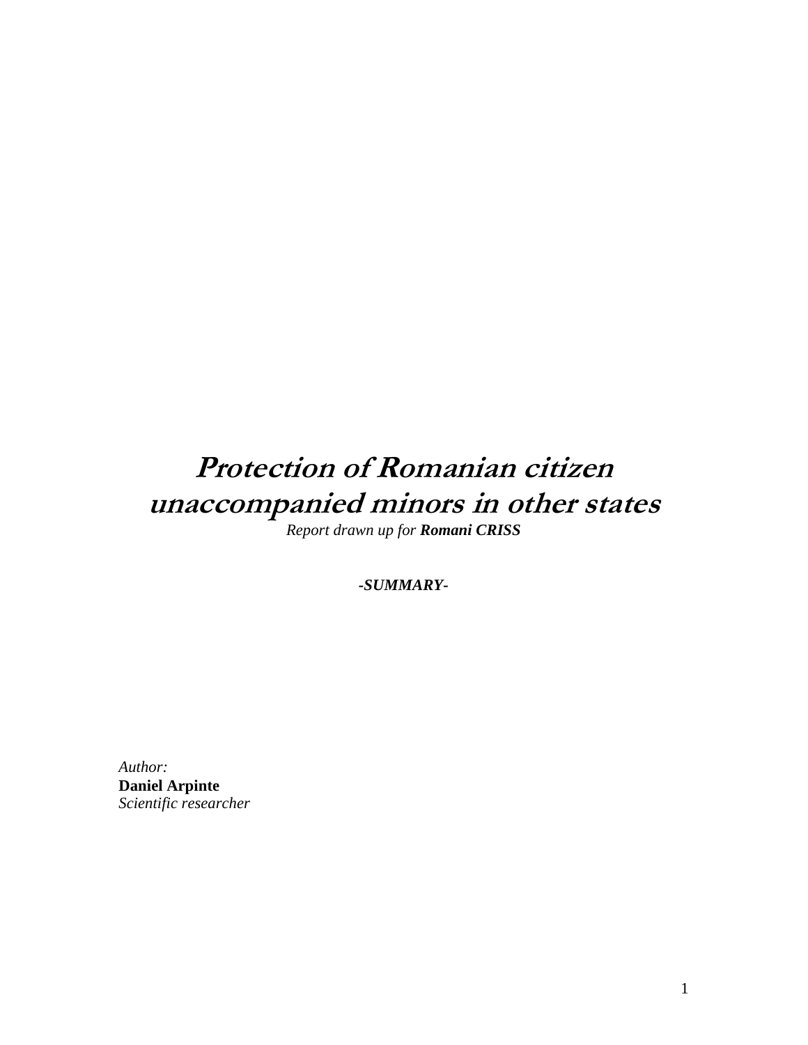# *Protection of Romanian citizen unaccompanied minors in other states*

*Report drawn up for* ***Romani CRISS***

***-SUMMARY-***

*Author:*
**Daniel Arpinte**
*Scientific researcher*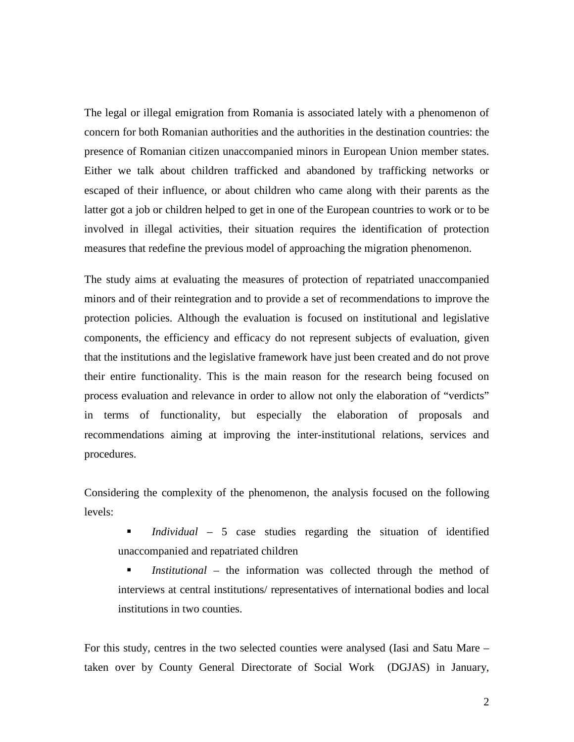The legal or illegal emigration from Romania is associated lately with a phenomenon of concern for both Romanian authorities and the authorities in the destination countries: the presence of Romanian citizen unaccompanied minors in European Union member states. Either we talk about children trafficked and abandoned by trafficking networks or escaped of their influence, or about children who came along with their parents as the latter got a job or children helped to get in one of the European countries to work or to be involved in illegal activities, their situation requires the identification of protection measures that redefine the previous model of approaching the migration phenomenon.

The study aims at evaluating the measures of protection of repatriated unaccompanied minors and of their reintegration and to provide a set of recommendations to improve the protection policies. Although the evaluation is focused on institutional and legislative components, the efficiency and efficacy do not represent subjects of evaluation, given that the institutions and the legislative framework have just been created and do not prove their entire functionality. This is the main reason for the research being focused on process evaluation and relevance in order to allow not only the elaboration of "verdicts" in terms of functionality, but especially the elaboration of proposals and recommendations aiming at improving the inter-institutional relations, services and procedures.

Considering the complexity of the phenomenon, the analysis focused on the following levels:

- *Individual* – 5 case studies regarding the situation of identified unaccompanied and repatriated children
- *Institutional* – the information was collected through the method of interviews at central institutions/ representatives of international bodies and local institutions in two counties.

For this study, centres in the two selected counties were analysed (Iasi and Satu Mare – taken over by County General Directorate of Social Work (DGJAS) in January,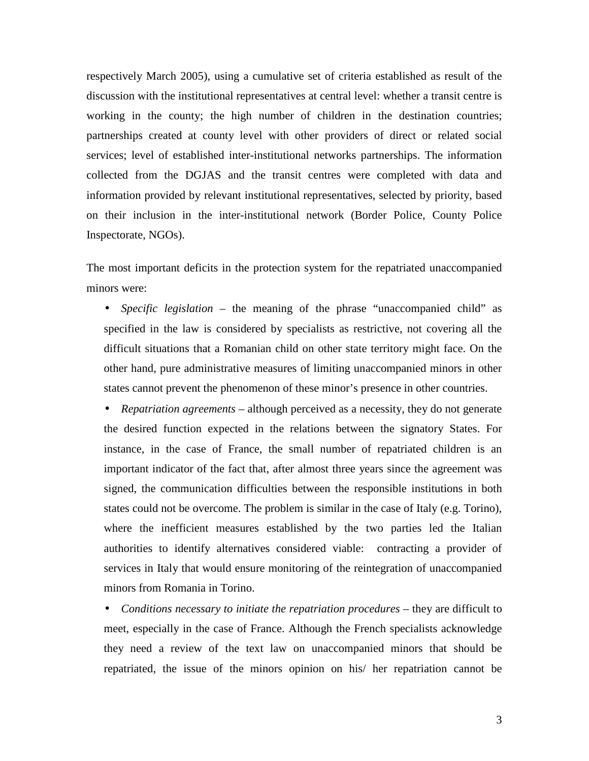respectively March 2005), using a cumulative set of criteria established as result of the discussion with the institutional representatives at central level: whether a transit centre is working in the county; the high number of children in the destination countries; partnerships created at county level with other providers of direct or related social services; level of established inter-institutional networks partnerships. The information collected from the DGJAS and the transit centres were completed with data and information provided by relevant institutional representatives, selected by priority, based on their inclusion in the inter-institutional network (Border Police, County Police Inspectorate, NGOs).

The most important deficits in the protection system for the repatriated unaccompanied minors were:

- *Specific legislation* – the meaning of the phrase "unaccompanied child" as specified in the law is considered by specialists as restrictive, not covering all the difficult situations that a Romanian child on other state territory might face. On the other hand, pure administrative measures of limiting unaccompanied minors in other states cannot prevent the phenomenon of these minor's presence in other countries.
- *Repatriation agreements* – although perceived as a necessity, they do not generate the desired function expected in the relations between the signatory States. For instance, in the case of France, the small number of repatriated children is an important indicator of the fact that, after almost three years since the agreement was signed, the communication difficulties between the responsible institutions in both states could not be overcome. The problem is similar in the case of Italy (e.g. Torino), where the inefficient measures established by the two parties led the Italian authorities to identify alternatives considered viable: contracting a provider of services in Italy that would ensure monitoring of the reintegration of unaccompanied minors from Romania in Torino.
- *Conditions necessary to initiate the repatriation procedures* – they are difficult to meet, especially in the case of France. Although the French specialists acknowledge they need a review of the text law on unaccompanied minors that should be repatriated, the issue of the minors opinion on his/ her repatriation cannot be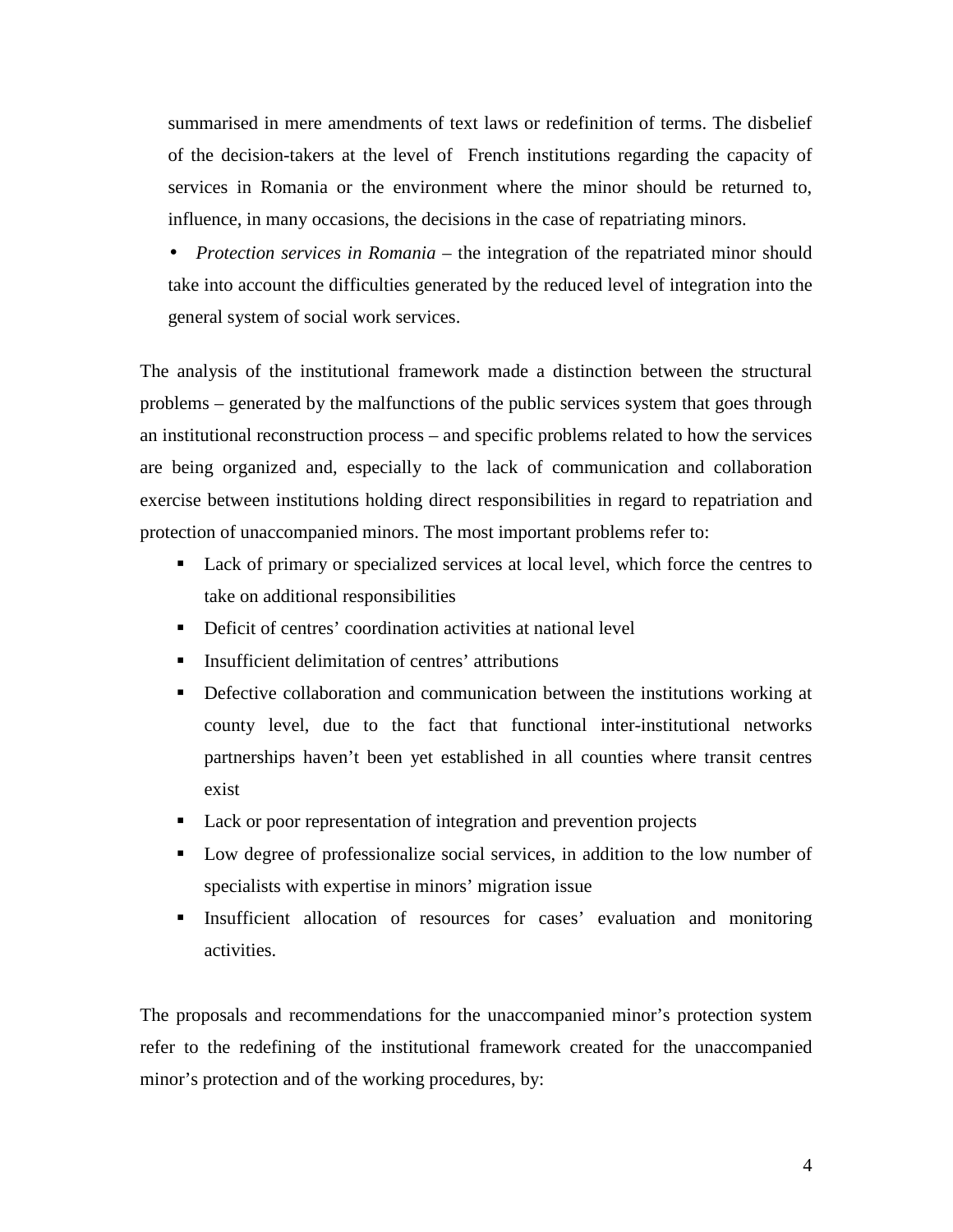summarised in mere amendments of text laws or redefinition of terms. The disbelief of the decision-takers at the level of French institutions regarding the capacity of services in Romania or the environment where the minor should be returned to, influence, in many occasions, the decisions in the case of repatriating minors.

- *Protection services in Romania* – the integration of the repatriated minor should take into account the difficulties generated by the reduced level of integration into the general system of social work services.

The analysis of the institutional framework made a distinction between the structural problems – generated by the malfunctions of the public services system that goes through an institutional reconstruction process – and specific problems related to how the services are being organized and, especially to the lack of communication and collaboration exercise between institutions holding direct responsibilities in regard to repatriation and protection of unaccompanied minors. The most important problems refer to:

- Lack of primary or specialized services at local level, which force the centres to take on additional responsibilities
- Deficit of centres' coordination activities at national level
- Insufficient delimitation of centres' attributions
- Defective collaboration and communication between the institutions working at county level, due to the fact that functional inter-institutional networks partnerships haven't been yet established in all counties where transit centres exist
- Lack or poor representation of integration and prevention projects
- Low degree of professionalize social services, in addition to the low number of specialists with expertise in minors' migration issue
- Insufficient allocation of resources for cases' evaluation and monitoring activities.

The proposals and recommendations for the unaccompanied minor's protection system refer to the redefining of the institutional framework created for the unaccompanied minor's protection and of the working procedures, by: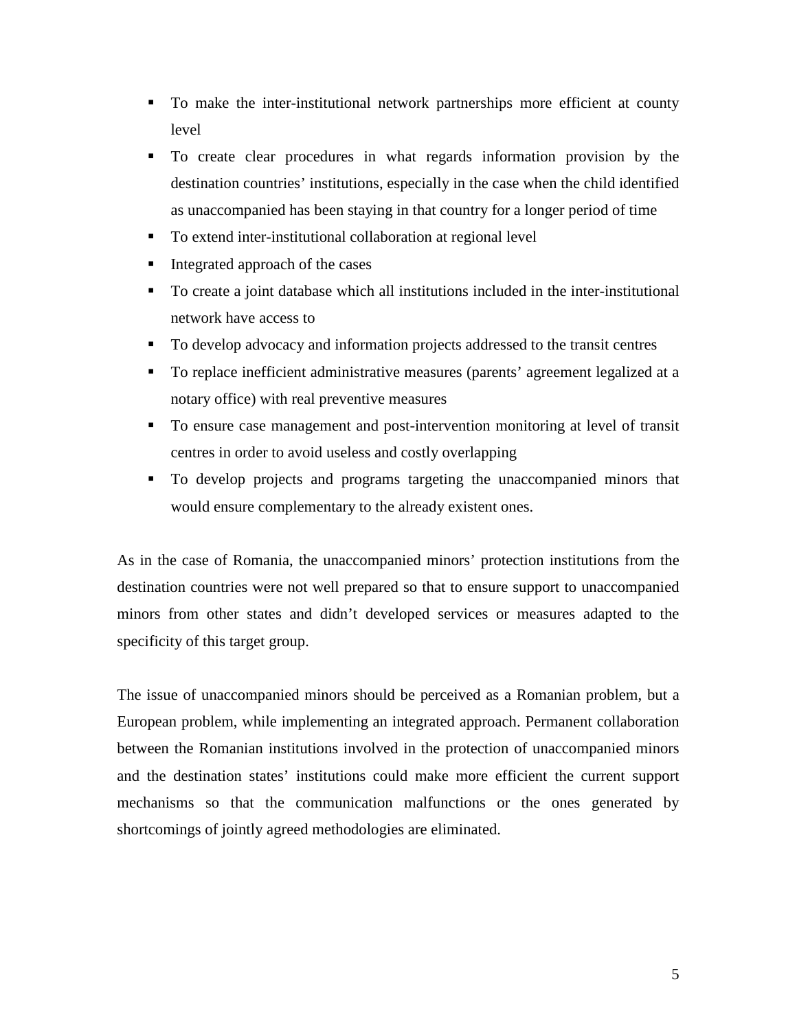- To make the inter-institutional network partnerships more efficient at county level
- To create clear procedures in what regards information provision by the destination countries' institutions, especially in the case when the child identified as unaccompanied has been staying in that country for a longer period of time
- To extend inter-institutional collaboration at regional level
- Integrated approach of the cases
- To create a joint database which all institutions included in the inter-institutional network have access to
- To develop advocacy and information projects addressed to the transit centres
- To replace inefficient administrative measures (parents' agreement legalized at a notary office) with real preventive measures
- To ensure case management and post-intervention monitoring at level of transit centres in order to avoid useless and costly overlapping
- To develop projects and programs targeting the unaccompanied minors that would ensure complementary to the already existent ones.

As in the case of Romania, the unaccompanied minors' protection institutions from the destination countries were not well prepared so that to ensure support to unaccompanied minors from other states and didn't developed services or measures adapted to the specificity of this target group.

The issue of unaccompanied minors should be perceived as a Romanian problem, but a European problem, while implementing an integrated approach. Permanent collaboration between the Romanian institutions involved in the protection of unaccompanied minors and the destination states' institutions could make more efficient the current support mechanisms so that the communication malfunctions or the ones generated by shortcomings of jointly agreed methodologies are eliminated.